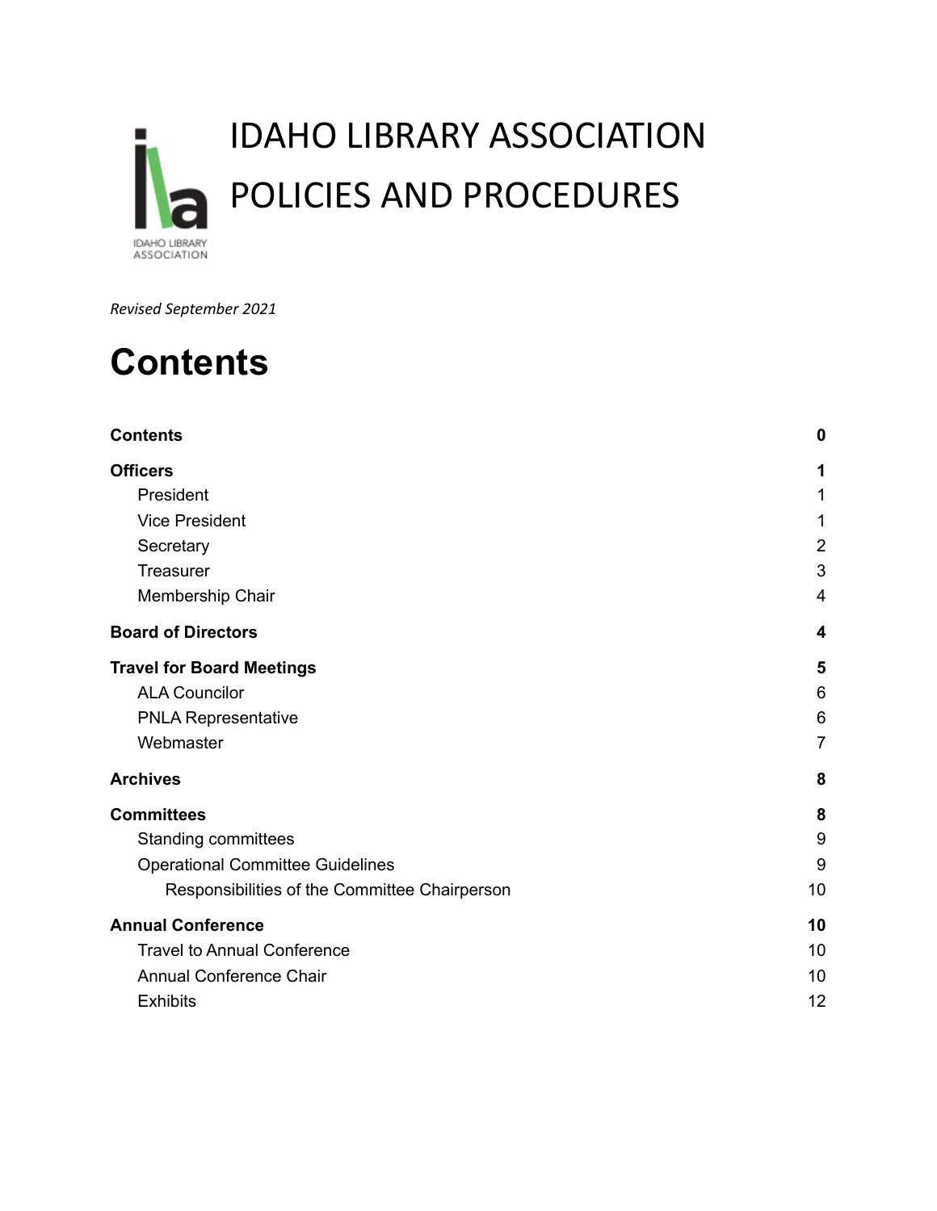# IDAHO LIBRARY ASSOCIATION POLICIES AND PROCEDURES

*Revised September 2021*

# Contents

| | |
|---|---|
| **Contents** | **0** |
| **Officers** | **1** |
| President | 1 |
| Vice President | 1 |
| Secretary | 2 |
| Treasurer | 3 |
| Membership Chair | 4 |
| **Board of Directors** | **4** |
| **Travel for Board Meetings** | **5** |
| ALA Councilor | 6 |
| PNLA Representative | 6 |
| Webmaster | 7 |
| **Archives** | **8** |
| **Committees** | **8** |
| Standing committees | 9 |
| Operational Committee Guidelines | 9 |
| Responsibilities of the Committee Chairperson | 10 |
| **Annual Conference** | **10** |
| Travel to Annual Conference | 10 |
| Annual Conference Chair | 10 |
| Exhibits | 12 |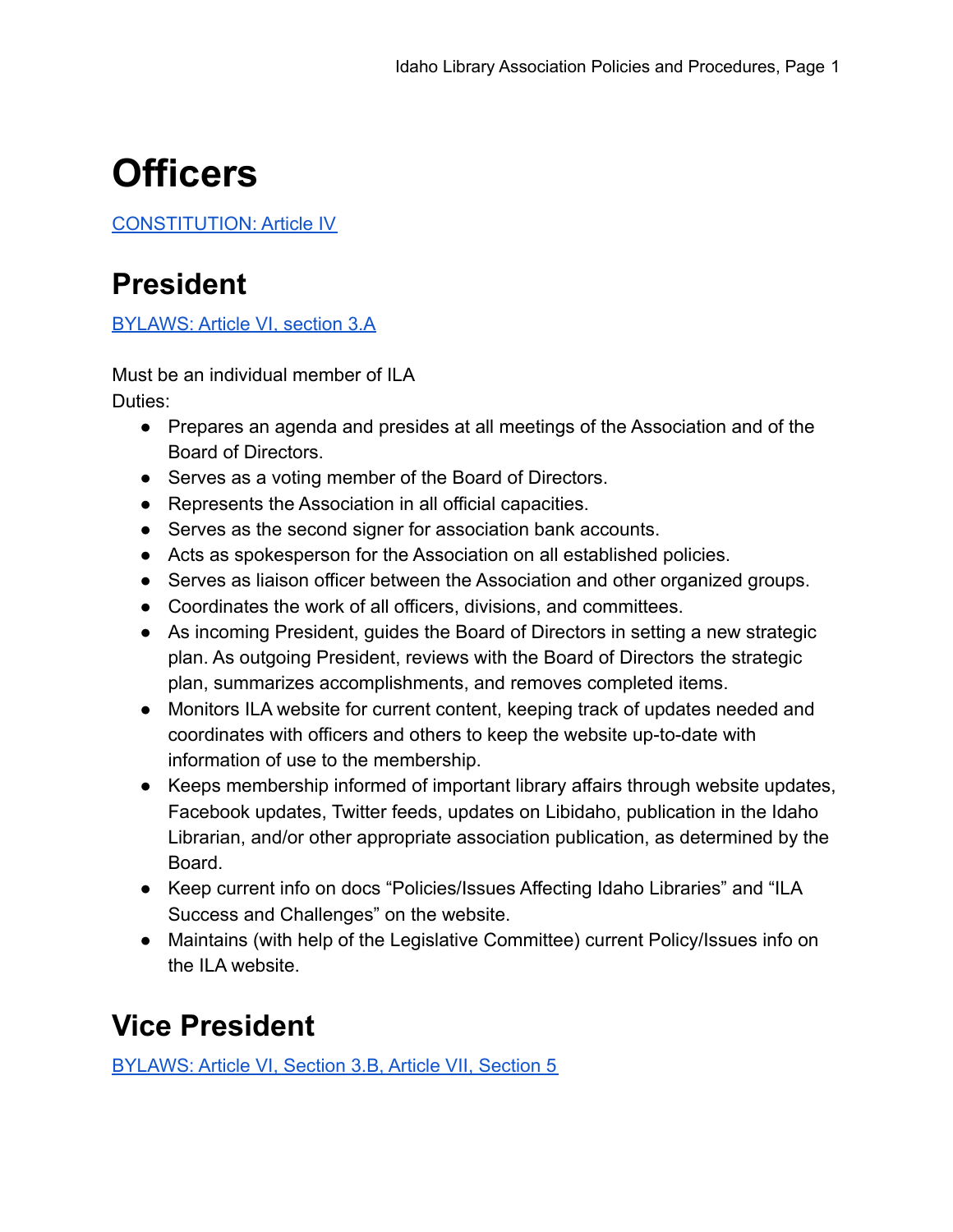# Officers

[CONSTITUTION: Article IV]

## President

[BYLAWS: Article VI, section 3.A]

Must be an individual member of ILA
Duties:

- Prepares an agenda and presides at all meetings of the Association and of the Board of Directors.
- Serves as a voting member of the Board of Directors.
- Represents the Association in all official capacities.
- Serves as the second signer for association bank accounts.
- Acts as spokesperson for the Association on all established policies.
- Serves as liaison officer between the Association and other organized groups.
- Coordinates the work of all officers, divisions, and committees.
- As incoming President, guides the Board of Directors in setting a new strategic plan. As outgoing President, reviews with the Board of Directors the strategic plan, summarizes accomplishments, and removes completed items.
- Monitors ILA website for current content, keeping track of updates needed and coordinates with officers and others to keep the website up-to-date with information of use to the membership.
- Keeps membership informed of important library affairs through website updates, Facebook updates, Twitter feeds, updates on Libidaho, publication in the Idaho Librarian, and/or other appropriate association publication, as determined by the Board.
- Keep current info on docs “Policies/Issues Affecting Idaho Libraries” and “ILA Success and Challenges” on the website.
- Maintains (with help of the Legislative Committee) current Policy/Issues info on the ILA website.

## Vice President

[BYLAWS: Article VI, Section 3.B, Article VII, Section 5]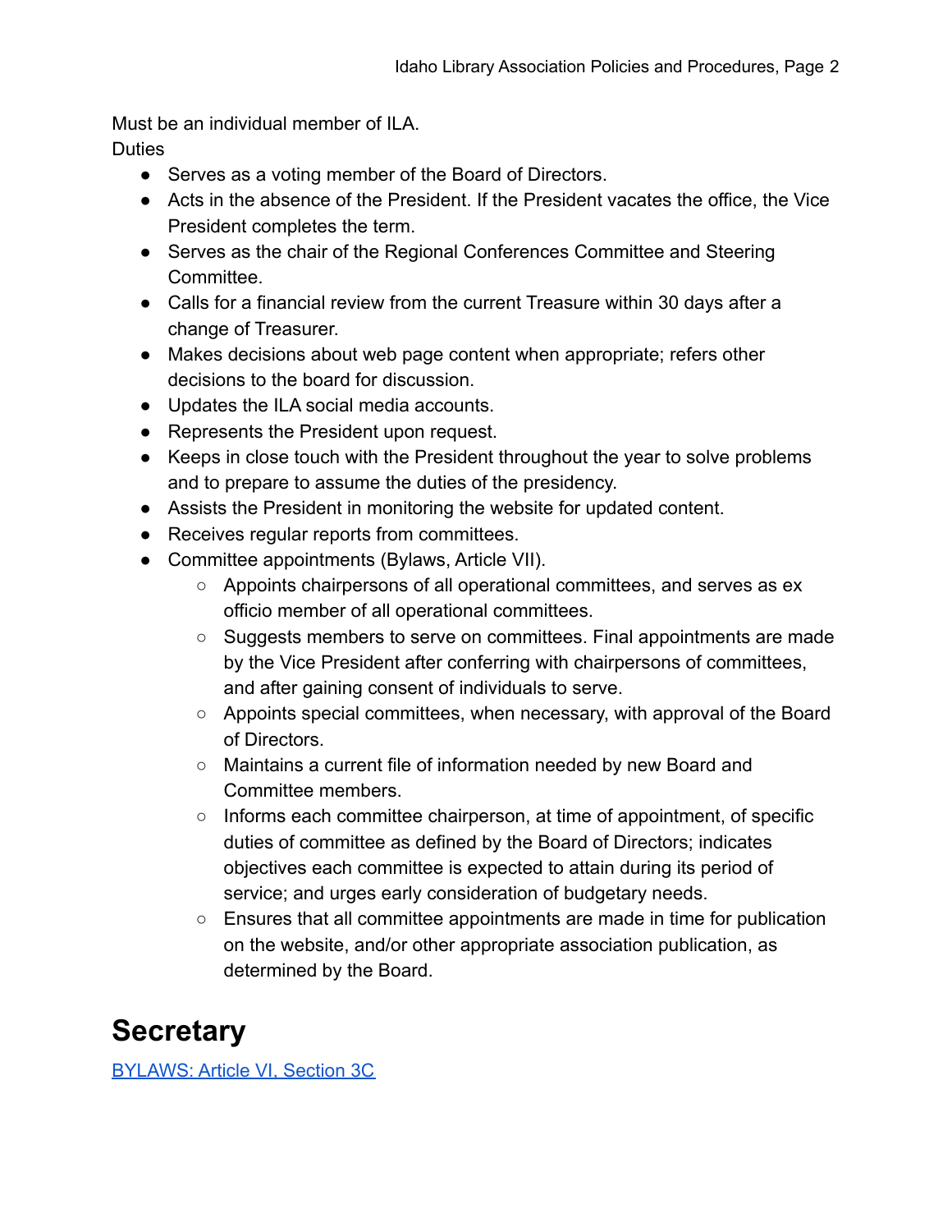Must be an individual member of ILA.
Duties

- Serves as a voting member of the Board of Directors.
- Acts in the absence of the President. If the President vacates the office, the Vice President completes the term.
- Serves as the chair of the Regional Conferences Committee and Steering Committee.
- Calls for a financial review from the current Treasure within 30 days after a change of Treasurer.
- Makes decisions about web page content when appropriate; refers other decisions to the board for discussion.
- Updates the ILA social media accounts.
- Represents the President upon request.
- Keeps in close touch with the President throughout the year to solve problems and to prepare to assume the duties of the presidency.
- Assists the President in monitoring the website for updated content.
- Receives regular reports from committees.
- Committee appointments (Bylaws, Article VII).
    - Appoints chairpersons of all operational committees, and serves as ex officio member of all operational committees.
    - Suggests members to serve on committees. Final appointments are made by the Vice President after conferring with chairpersons of committees, and after gaining consent of individuals to serve.
    - Appoints special committees, when necessary, with approval of the Board of Directors.
    - Maintains a current file of information needed by new Board and Committee members.
    - Informs each committee chairperson, at time of appointment, of specific duties of committee as defined by the Board of Directors; indicates objectives each committee is expected to attain during its period of service; and urges early consideration of budgetary needs.
    - Ensures that all committee appointments are made in time for publication on the website, and/or other appropriate association publication, as determined by the Board.

# Secretary

BYLAWS: Article VI, Section 3C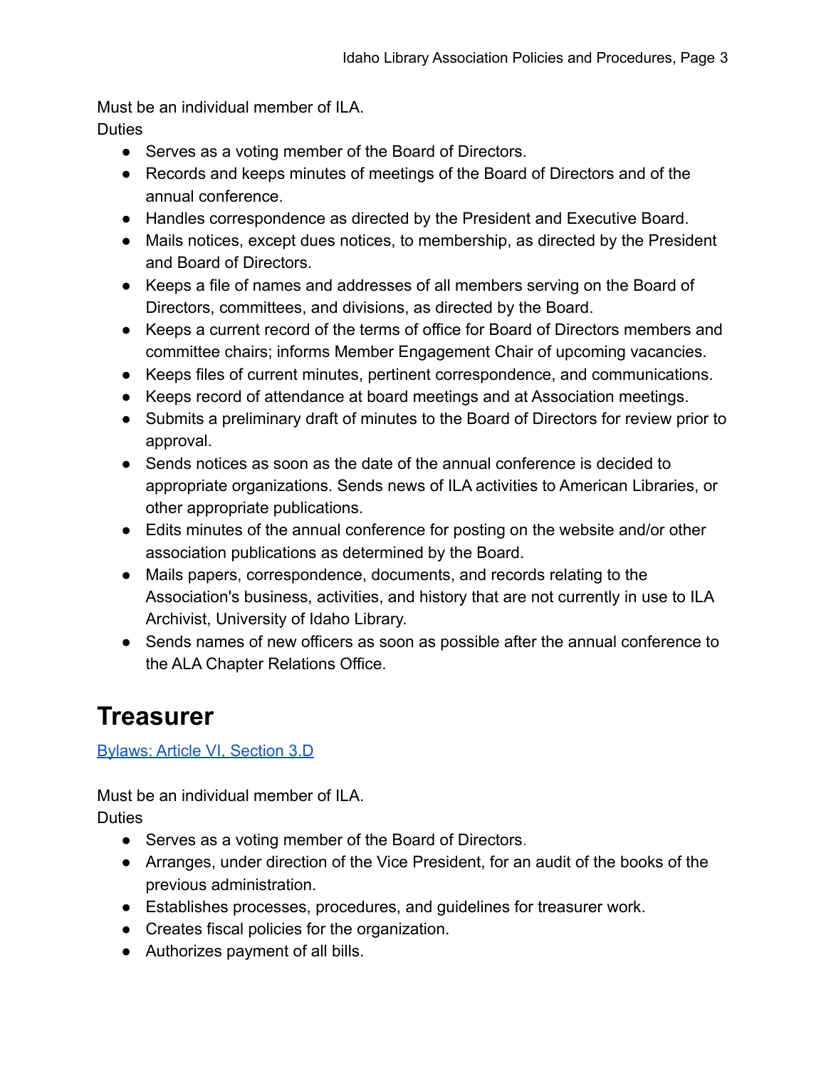Must be an individual member of ILA.
Duties

- Serves as a voting member of the Board of Directors.
- Records and keeps minutes of meetings of the Board of Directors and of the annual conference.
- Handles correspondence as directed by the President and Executive Board.
- Mails notices, except dues notices, to membership, as directed by the President and Board of Directors.
- Keeps a file of names and addresses of all members serving on the Board of Directors, committees, and divisions, as directed by the Board.
- Keeps a current record of the terms of office for Board of Directors members and committee chairs; informs Member Engagement Chair of upcoming vacancies.
- Keeps files of current minutes, pertinent correspondence, and communications.
- Keeps record of attendance at board meetings and at Association meetings.
- Submits a preliminary draft of minutes to the Board of Directors for review prior to approval.
- Sends notices as soon as the date of the annual conference is decided to appropriate organizations. Sends news of ILA activities to American Libraries, or other appropriate publications.
- Edits minutes of the annual conference for posting on the website and/or other association publications as determined by the Board.
- Mails papers, correspondence, documents, and records relating to the Association's business, activities, and history that are not currently in use to ILA Archivist, University of Idaho Library.
- Sends names of new officers as soon as possible after the annual conference to the ALA Chapter Relations Office.

# Treasurer

Bylaws: Article VI, Section 3.D

Must be an individual member of ILA.
Duties

- Serves as a voting member of the Board of Directors.
- Arranges, under direction of the Vice President, for an audit of the books of the previous administration.
- Establishes processes, procedures, and guidelines for treasurer work.
- Creates fiscal policies for the organization.
- Authorizes payment of all bills.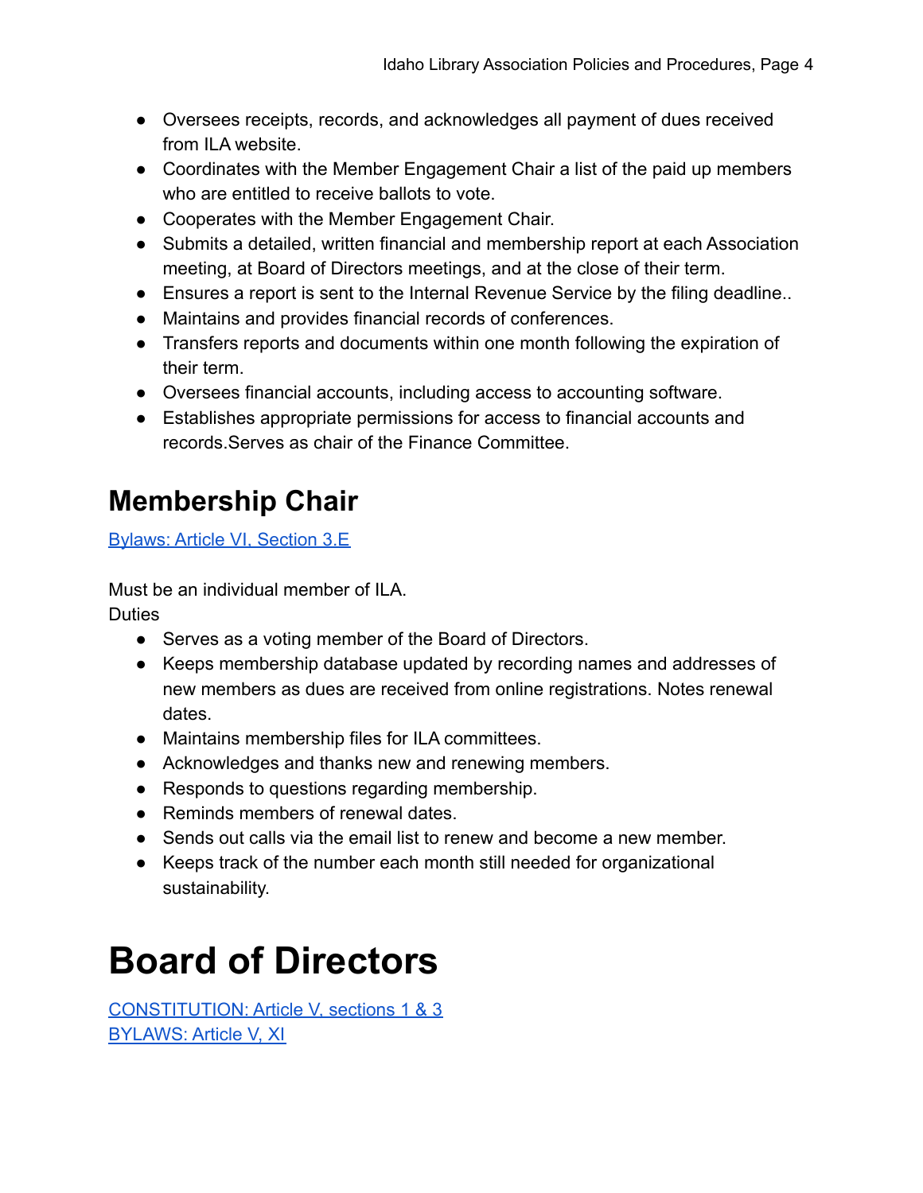- Oversees receipts, records, and acknowledges all payment of dues received from ILA website.
- Coordinates with the Member Engagement Chair a list of the paid up members who are entitled to receive ballots to vote.
- Cooperates with the Member Engagement Chair.
- Submits a detailed, written financial and membership report at each Association meeting, at Board of Directors meetings, and at the close of their term.
- Ensures a report is sent to the Internal Revenue Service by the filing deadline..
- Maintains and provides financial records of conferences.
- Transfers reports and documents within one month following the expiration of their term.
- Oversees financial accounts, including access to accounting software.
- Establishes appropriate permissions for access to financial accounts and records.Serves as chair of the Finance Committee.

## Membership Chair

[Bylaws: Article VI, Section 3.E]

Must be an individual member of ILA.
Duties

- Serves as a voting member of the Board of Directors.
- Keeps membership database updated by recording names and addresses of new members as dues are received from online registrations. Notes renewal dates.
- Maintains membership files for ILA committees.
- Acknowledges and thanks new and renewing members.
- Responds to questions regarding membership.
- Reminds members of renewal dates.
- Sends out calls via the email list to renew and become a new member.
- Keeps track of the number each month still needed for organizational sustainability.

# Board of Directors

[CONSTITUTION: Article V, sections 1 & 3]
[BYLAWS: Article V, XI]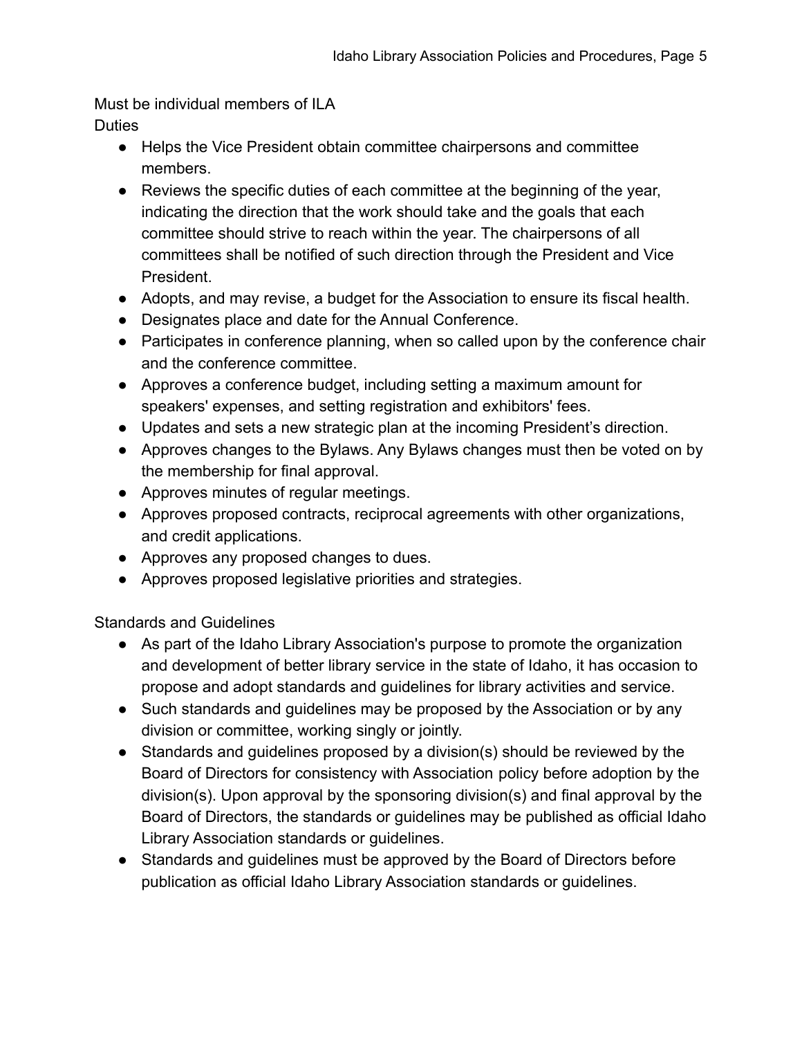Must be individual members of ILA

Duties

- Helps the Vice President obtain committee chairpersons and committee members.
- Reviews the specific duties of each committee at the beginning of the year, indicating the direction that the work should take and the goals that each committee should strive to reach within the year. The chairpersons of all committees shall be notified of such direction through the President and Vice President.
- Adopts, and may revise, a budget for the Association to ensure its fiscal health.
- Designates place and date for the Annual Conference.
- Participates in conference planning, when so called upon by the conference chair and the conference committee.
- Approves a conference budget, including setting a maximum amount for speakers' expenses, and setting registration and exhibitors' fees.
- Updates and sets a new strategic plan at the incoming President's direction.
- Approves changes to the Bylaws. Any Bylaws changes must then be voted on by the membership for final approval.
- Approves minutes of regular meetings.
- Approves proposed contracts, reciprocal agreements with other organizations, and credit applications.
- Approves any proposed changes to dues.
- Approves proposed legislative priorities and strategies.

Standards and Guidelines

- As part of the Idaho Library Association's purpose to promote the organization and development of better library service in the state of Idaho, it has occasion to propose and adopt standards and guidelines for library activities and service.
- Such standards and guidelines may be proposed by the Association or by any division or committee, working singly or jointly.
- Standards and guidelines proposed by a division(s) should be reviewed by the Board of Directors for consistency with Association policy before adoption by the division(s). Upon approval by the sponsoring division(s) and final approval by the Board of Directors, the standards or guidelines may be published as official Idaho Library Association standards or guidelines.
- Standards and guidelines must be approved by the Board of Directors before publication as official Idaho Library Association standards or guidelines.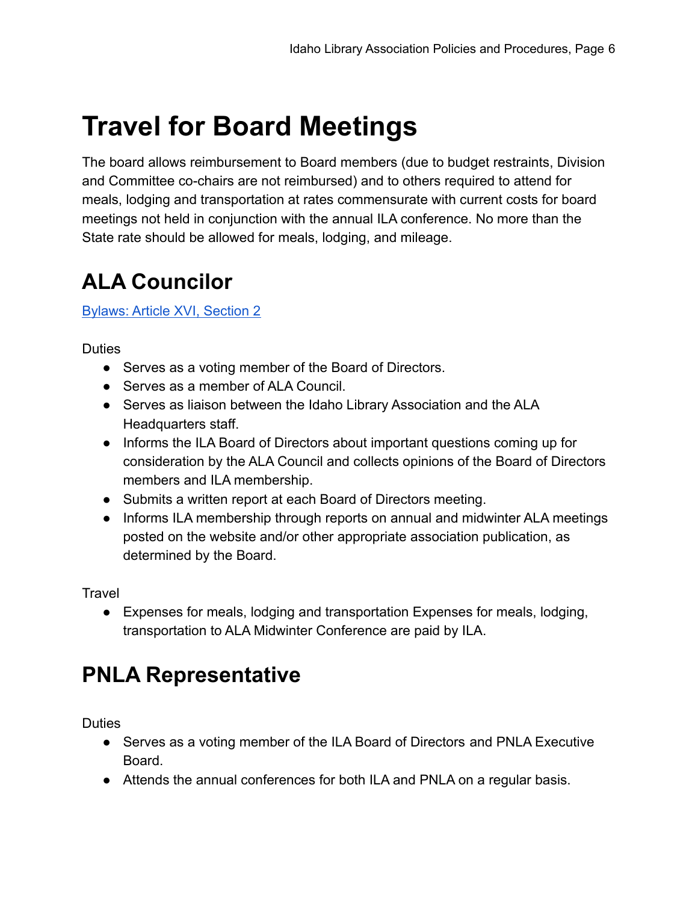# Travel for Board Meetings

The board allows reimbursement to Board members (due to budget restraints, Division and Committee co-chairs are not reimbursed) and to others required to attend for meals, lodging and transportation at rates commensurate with current costs for board meetings not held in conjunction with the annual ILA conference. No more than the State rate should be allowed for meals, lodging, and mileage.

## ALA Councilor

[Bylaws: Article XVI, Section 2]

Duties

- Serves as a voting member of the Board of Directors.
- Serves as a member of ALA Council.
- Serves as liaison between the Idaho Library Association and the ALA Headquarters staff.
- Informs the ILA Board of Directors about important questions coming up for consideration by the ALA Council and collects opinions of the Board of Directors members and ILA membership.
- Submits a written report at each Board of Directors meeting.
- Informs ILA membership through reports on annual and midwinter ALA meetings posted on the website and/or other appropriate association publication, as determined by the Board.

Travel

- Expenses for meals, lodging and transportation Expenses for meals, lodging, transportation to ALA Midwinter Conference are paid by ILA.

## PNLA Representative

Duties

- Serves as a voting member of the ILA Board of Directors and PNLA Executive Board.
- Attends the annual conferences for both ILA and PNLA on a regular basis.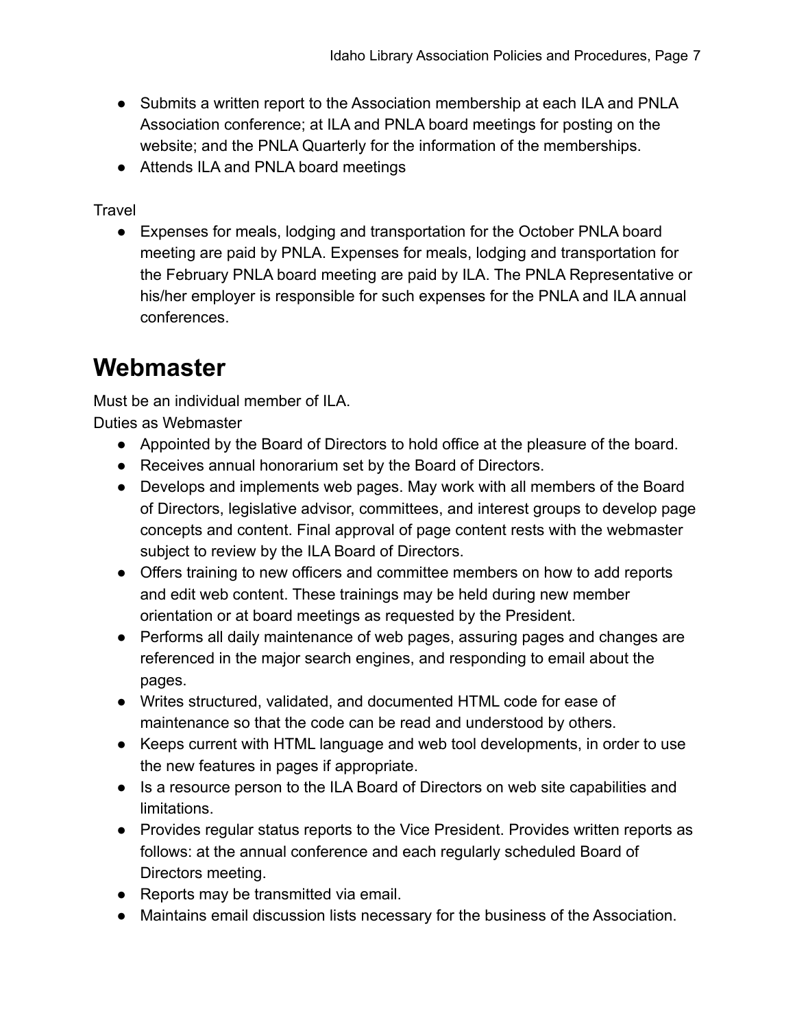- Submits a written report to the Association membership at each ILA and PNLA Association conference; at ILA and PNLA board meetings for posting on the website; and the PNLA Quarterly for the information of the memberships.
- Attends ILA and PNLA board meetings

Travel

- Expenses for meals, lodging and transportation for the October PNLA board meeting are paid by PNLA. Expenses for meals, lodging and transportation for the February PNLA board meeting are paid by ILA. The PNLA Representative or his/her employer is responsible for such expenses for the PNLA and ILA annual conferences.

# Webmaster

Must be an individual member of ILA.

Duties as Webmaster

- Appointed by the Board of Directors to hold office at the pleasure of the board.
- Receives annual honorarium set by the Board of Directors.
- Develops and implements web pages. May work with all members of the Board of Directors, legislative advisor, committees, and interest groups to develop page concepts and content. Final approval of page content rests with the webmaster subject to review by the ILA Board of Directors.
- Offers training to new officers and committee members on how to add reports and edit web content. These trainings may be held during new member orientation or at board meetings as requested by the President.
- Performs all daily maintenance of web pages, assuring pages and changes are referenced in the major search engines, and responding to email about the pages.
- Writes structured, validated, and documented HTML code for ease of maintenance so that the code can be read and understood by others.
- Keeps current with HTML language and web tool developments, in order to use the new features in pages if appropriate.
- Is a resource person to the ILA Board of Directors on web site capabilities and limitations.
- Provides regular status reports to the Vice President. Provides written reports as follows: at the annual conference and each regularly scheduled Board of Directors meeting.
- Reports may be transmitted via email.
- Maintains email discussion lists necessary for the business of the Association.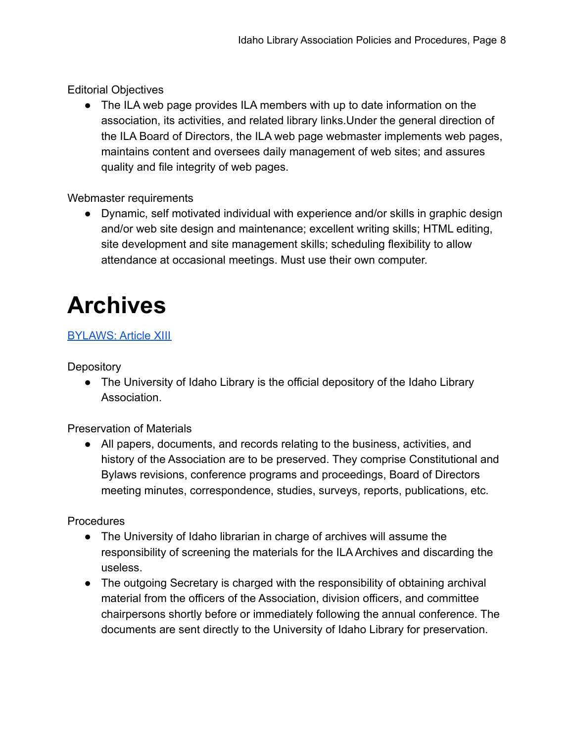Editorial Objectives

- The ILA web page provides ILA members with up to date information on the association, its activities, and related library links.Under the general direction of the ILA Board of Directors, the ILA web page webmaster implements web pages, maintains content and oversees daily management of web sites; and assures quality and file integrity of web pages.

Webmaster requirements

- Dynamic, self motivated individual with experience and/or skills in graphic design and/or web site design and maintenance; excellent writing skills; HTML editing, site development and site management skills; scheduling flexibility to allow attendance at occasional meetings. Must use their own computer.

# Archives

BYLAWS: Article XIII

Depository

- The University of Idaho Library is the official depository of the Idaho Library Association.

Preservation of Materials

- All papers, documents, and records relating to the business, activities, and history of the Association are to be preserved. They comprise Constitutional and Bylaws revisions, conference programs and proceedings, Board of Directors meeting minutes, correspondence, studies, surveys, reports, publications, etc.

Procedures

- The University of Idaho librarian in charge of archives will assume the responsibility of screening the materials for the ILA Archives and discarding the useless.
- The outgoing Secretary is charged with the responsibility of obtaining archival material from the officers of the Association, division officers, and committee chairpersons shortly before or immediately following the annual conference. The documents are sent directly to the University of Idaho Library for preservation.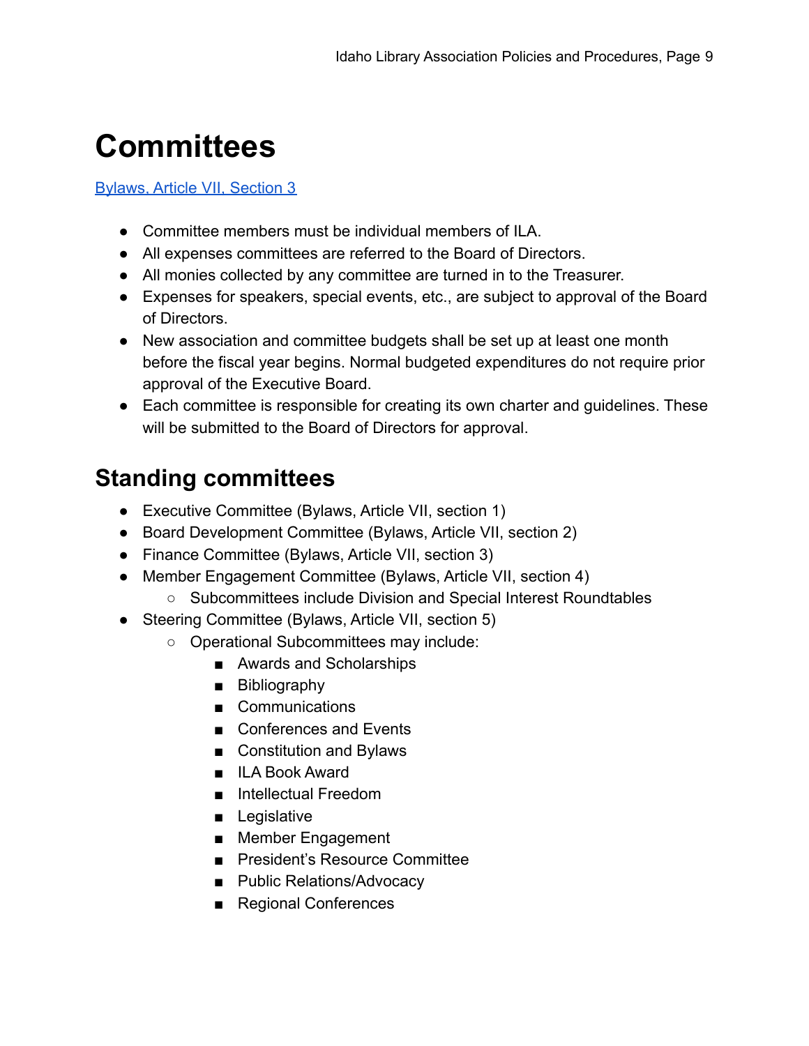# Committees

[Bylaws, Article VII, Section 3]

- Committee members must be individual members of ILA.
- All expenses committees are referred to the Board of Directors.
- All monies collected by any committee are turned in to the Treasurer.
- Expenses for speakers, special events, etc., are subject to approval of the Board of Directors.
- New association and committee budgets shall be set up at least one month before the fiscal year begins. Normal budgeted expenditures do not require prior approval of the Executive Board.
- Each committee is responsible for creating its own charter and guidelines. These will be submitted to the Board of Directors for approval.

## Standing committees

- Executive Committee (Bylaws, Article VII, section 1)
- Board Development Committee (Bylaws, Article VII, section 2)
- Finance Committee (Bylaws, Article VII, section 3)
- Member Engagement Committee (Bylaws, Article VII, section 4)
  - Subcommittees include Division and Special Interest Roundtables
- Steering Committee (Bylaws, Article VII, section 5)
  - Operational Subcommittees may include:
    - Awards and Scholarships
    - Bibliography
    - Communications
    - Conferences and Events
    - Constitution and Bylaws
    - ILA Book Award
    - Intellectual Freedom
    - Legislative
    - Member Engagement
    - President's Resource Committee
    - Public Relations/Advocacy
    - Regional Conferences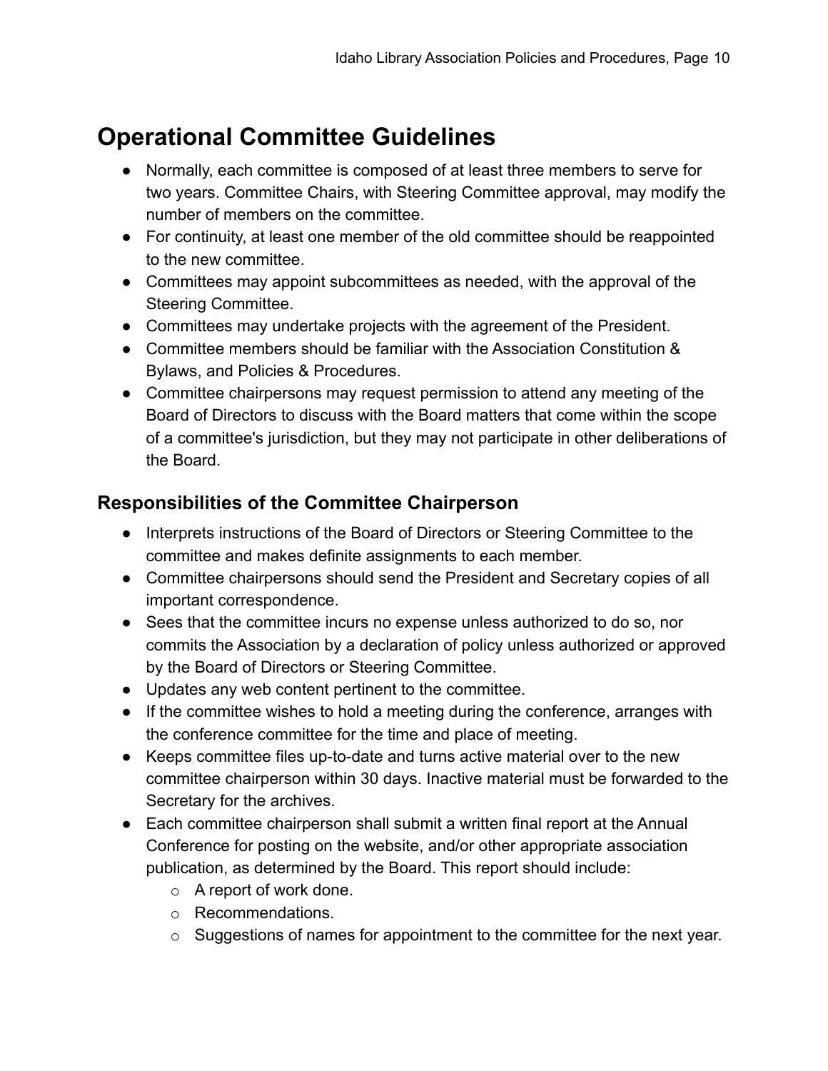# Operational Committee Guidelines

- Normally, each committee is composed of at least three members to serve for two years. Committee Chairs, with Steering Committee approval, may modify the number of members on the committee.
- For continuity, at least one member of the old committee should be reappointed to the new committee.
- Committees may appoint subcommittees as needed, with the approval of the Steering Committee.
- Committees may undertake projects with the agreement of the President.
- Committee members should be familiar with the Association Constitution & Bylaws, and Policies & Procedures.
- Committee chairpersons may request permission to attend any meeting of the Board of Directors to discuss with the Board matters that come within the scope of a committee's jurisdiction, but they may not participate in other deliberations of the Board.

## Responsibilities of the Committee Chairperson

- Interprets instructions of the Board of Directors or Steering Committee to the committee and makes definite assignments to each member.
- Committee chairpersons should send the President and Secretary copies of all important correspondence.
- Sees that the committee incurs no expense unless authorized to do so, nor commits the Association by a declaration of policy unless authorized or approved by the Board of Directors or Steering Committee.
- Updates any web content pertinent to the committee.
- If the committee wishes to hold a meeting during the conference, arranges with the conference committee for the time and place of meeting.
- Keeps committee files up-to-date and turns active material over to the new committee chairperson within 30 days. Inactive material must be forwarded to the Secretary for the archives.
- Each committee chairperson shall submit a written final report at the Annual Conference for posting on the website, and/or other appropriate association publication, as determined by the Board. This report should include:
  - A report of work done.
  - Recommendations.
  - Suggestions of names for appointment to the committee for the next year.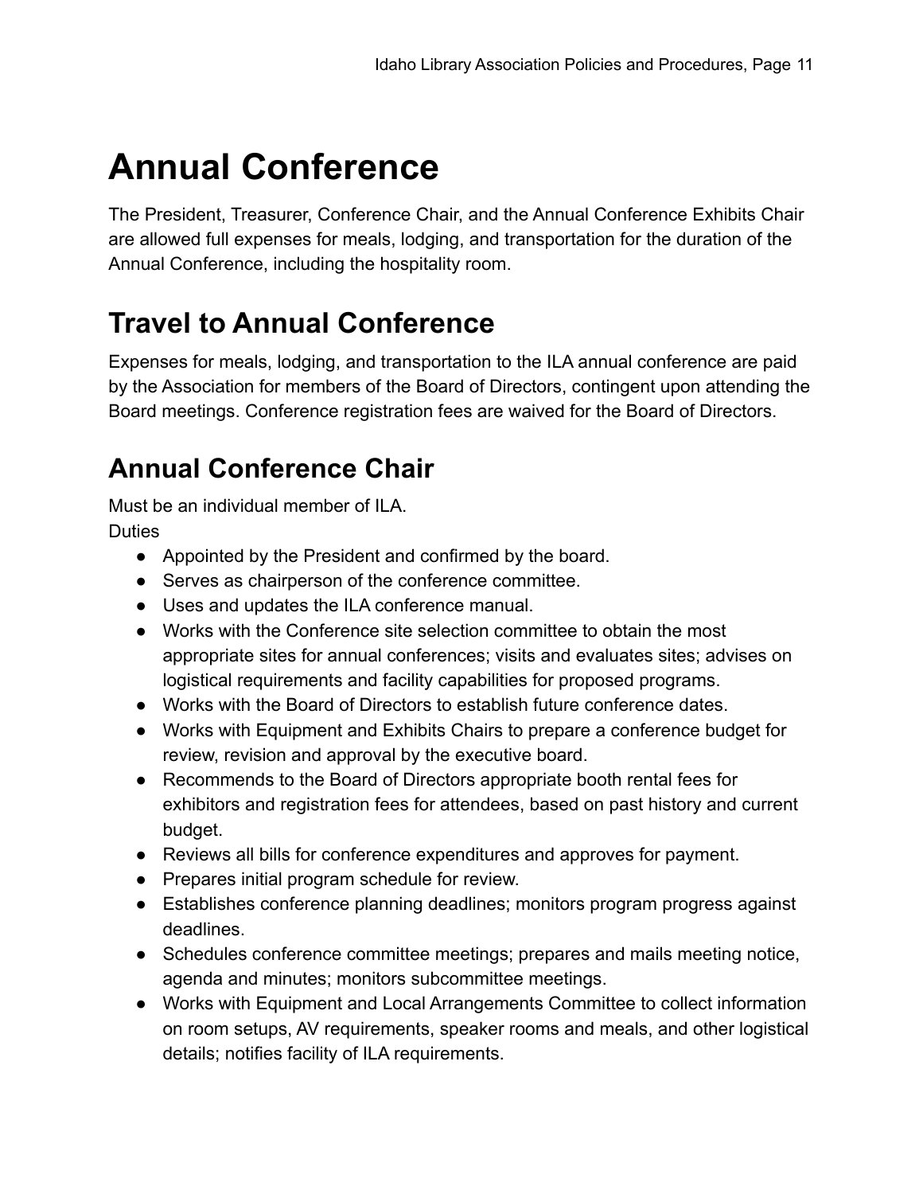# Annual Conference

The President, Treasurer, Conference Chair, and the Annual Conference Exhibits Chair are allowed full expenses for meals, lodging, and transportation for the duration of the Annual Conference, including the hospitality room.

## Travel to Annual Conference

Expenses for meals, lodging, and transportation to the ILA annual conference are paid by the Association for members of the Board of Directors, contingent upon attending the Board meetings. Conference registration fees are waived for the Board of Directors.

## Annual Conference Chair

Must be an individual member of ILA.
Duties

- Appointed by the President and confirmed by the board.
- Serves as chairperson of the conference committee.
- Uses and updates the ILA conference manual.
- Works with the Conference site selection committee to obtain the most appropriate sites for annual conferences; visits and evaluates sites; advises on logistical requirements and facility capabilities for proposed programs.
- Works with the Board of Directors to establish future conference dates.
- Works with Equipment and Exhibits Chairs to prepare a conference budget for review, revision and approval by the executive board.
- Recommends to the Board of Directors appropriate booth rental fees for exhibitors and registration fees for attendees, based on past history and current budget.
- Reviews all bills for conference expenditures and approves for payment.
- Prepares initial program schedule for review.
- Establishes conference planning deadlines; monitors program progress against deadlines.
- Schedules conference committee meetings; prepares and mails meeting notice, agenda and minutes; monitors subcommittee meetings.
- Works with Equipment and Local Arrangements Committee to collect information on room setups, AV requirements, speaker rooms and meals, and other logistical details; notifies facility of ILA requirements.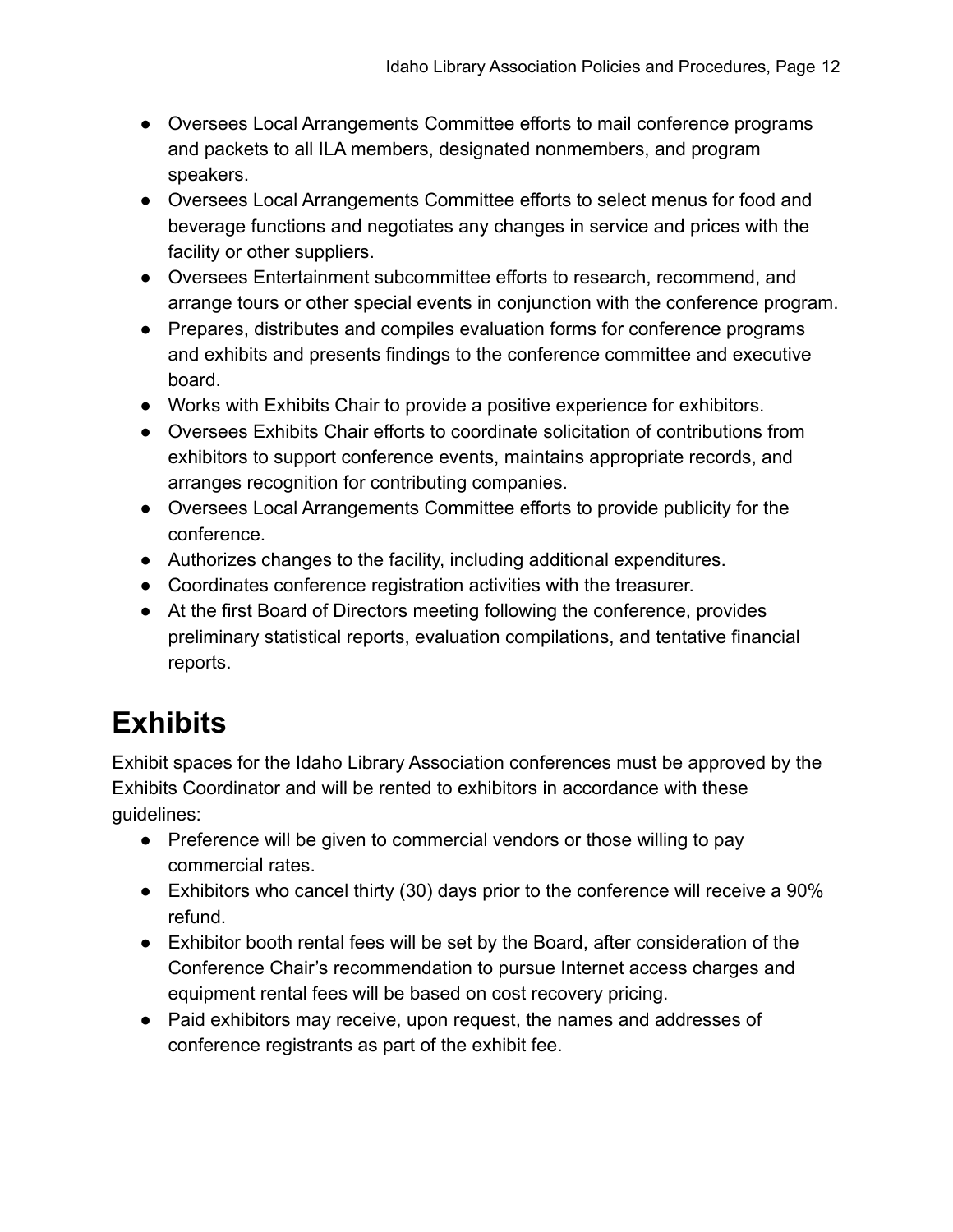- Oversees Local Arrangements Committee efforts to mail conference programs and packets to all ILA members, designated nonmembers, and program speakers.
- Oversees Local Arrangements Committee efforts to select menus for food and beverage functions and negotiates any changes in service and prices with the facility or other suppliers.
- Oversees Entertainment subcommittee efforts to research, recommend, and arrange tours or other special events in conjunction with the conference program.
- Prepares, distributes and compiles evaluation forms for conference programs and exhibits and presents findings to the conference committee and executive board.
- Works with Exhibits Chair to provide a positive experience for exhibitors.
- Oversees Exhibits Chair efforts to coordinate solicitation of contributions from exhibitors to support conference events, maintains appropriate records, and arranges recognition for contributing companies.
- Oversees Local Arrangements Committee efforts to provide publicity for the conference.
- Authorizes changes to the facility, including additional expenditures.
- Coordinates conference registration activities with the treasurer.
- At the first Board of Directors meeting following the conference, provides preliminary statistical reports, evaluation compilations, and tentative financial reports.

# Exhibits

Exhibit spaces for the Idaho Library Association conferences must be approved by the Exhibits Coordinator and will be rented to exhibitors in accordance with these guidelines:

- Preference will be given to commercial vendors or those willing to pay commercial rates.
- Exhibitors who cancel thirty (30) days prior to the conference will receive a 90% refund.
- Exhibitor booth rental fees will be set by the Board, after consideration of the Conference Chair's recommendation to pursue Internet access charges and equipment rental fees will be based on cost recovery pricing.
- Paid exhibitors may receive, upon request, the names and addresses of conference registrants as part of the exhibit fee.